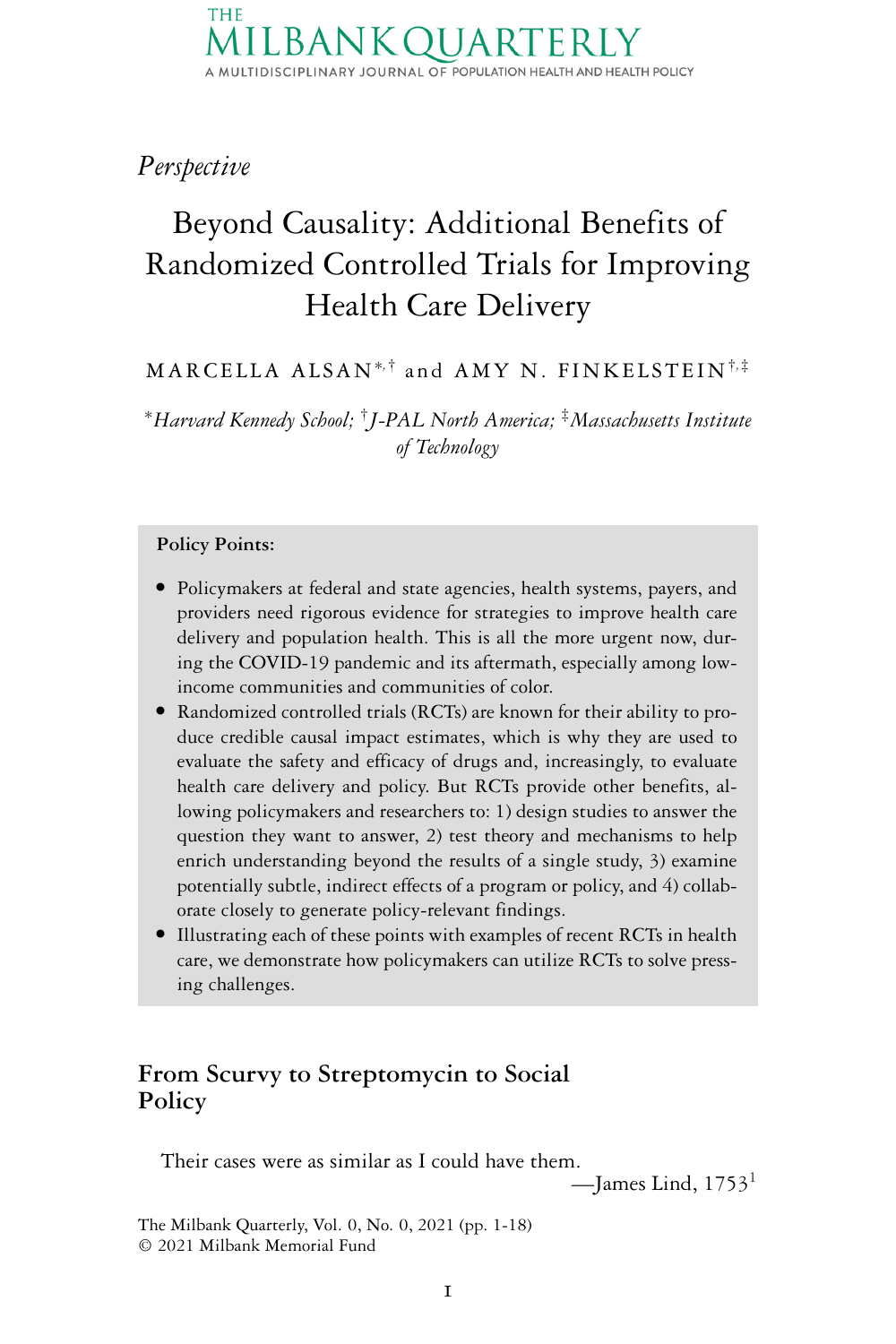*Perspective*

# Beyond Causality: Additional Benefits of Randomized Controlled Trials for Improving Health Care Delivery

MARCELLA ALSAN[*,†] and AMY N. FINKELSTEIN[†,‡]

[*]*Harvard Kennedy School;* [†]*J-PAL North America;* [‡]*Massachusetts Institute of Technology*

**Policy Points:**

- Policymakers at federal and state agencies, health systems, payers, and providers need rigorous evidence for strategies to improve health care delivery and population health. This is all the more urgent now, during the COVID-19 pandemic and its aftermath, especially among low-income communities and communities of color.
- Randomized controlled trials (RCTs) are known for their ability to produce credible causal impact estimates, which is why they are used to evaluate the safety and efficacy of drugs and, increasingly, to evaluate health care delivery and policy. But RCTs provide other benefits, allowing policymakers and researchers to: 1) design studies to answer the question they want to answer, 2) test theory and mechanisms to help enrich understanding beyond the results of a single study, 3) examine potentially subtle, indirect effects of a program or policy, and 4) collaborate closely to generate policy-relevant findings.
- Illustrating each of these points with examples of recent RCTs in health care, we demonstrate how policymakers can utilize RCTs to solve pressing challenges.

## From Scurvy to Streptomycin to Social Policy

> Their cases were as similar as I could have them.
>
> —James Lind, 1753[1]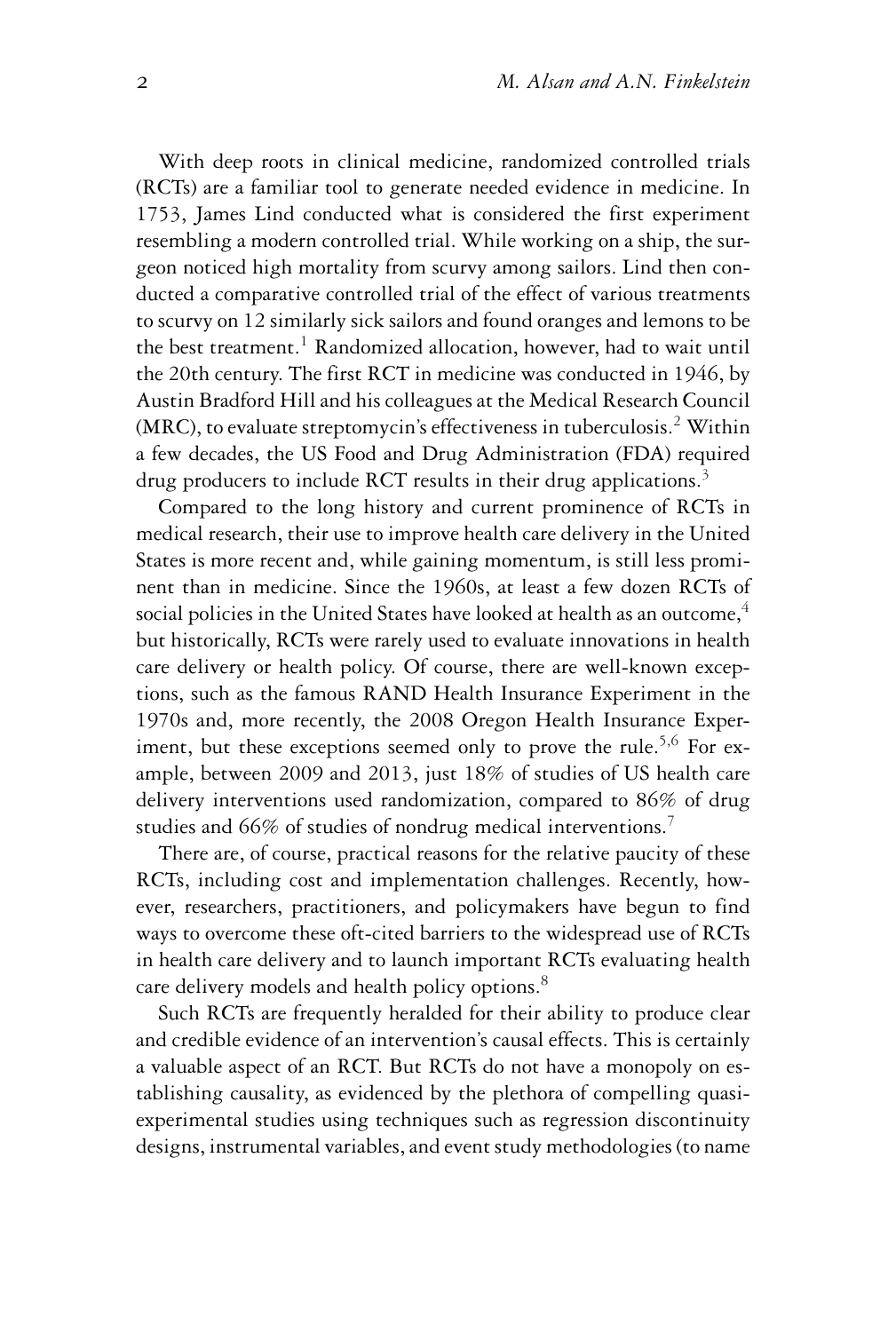With deep roots in clinical medicine, randomized controlled trials (RCTs) are a familiar tool to generate needed evidence in medicine. In 1753, James Lind conducted what is considered the first experiment resembling a modern controlled trial. While working on a ship, the surgeon noticed high mortality from scurvy among sailors. Lind then conducted a comparative controlled trial of the effect of various treatments to scurvy on 12 similarly sick sailors and found oranges and lemons to be the best treatment.[1] Randomized allocation, however, had to wait until the 20th century. The first RCT in medicine was conducted in 1946, by Austin Bradford Hill and his colleagues at the Medical Research Council (MRC), to evaluate streptomycin's effectiveness in tuberculosis.[2] Within a few decades, the US Food and Drug Administration (FDA) required drug producers to include RCT results in their drug applications.[3]

Compared to the long history and current prominence of RCTs in medical research, their use to improve health care delivery in the United States is more recent and, while gaining momentum, is still less prominent than in medicine. Since the 1960s, at least a few dozen RCTs of social policies in the United States have looked at health as an outcome,[4] but historically, RCTs were rarely used to evaluate innovations in health care delivery or health policy. Of course, there are well-known exceptions, such as the famous RAND Health Insurance Experiment in the 1970s and, more recently, the 2008 Oregon Health Insurance Experiment, but these exceptions seemed only to prove the rule.[5,6] For example, between 2009 and 2013, just 18% of studies of US health care delivery interventions used randomization, compared to 86% of drug studies and 66% of studies of nondrug medical interventions.[7]

There are, of course, practical reasons for the relative paucity of these RCTs, including cost and implementation challenges. Recently, however, researchers, practitioners, and policymakers have begun to find ways to overcome these oft-cited barriers to the widespread use of RCTs in health care delivery and to launch important RCTs evaluating health care delivery models and health policy options.[8]

Such RCTs are frequently heralded for their ability to produce clear and credible evidence of an intervention's causal effects. This is certainly a valuable aspect of an RCT. But RCTs do not have a monopoly on establishing causality, as evidenced by the plethora of compelling quasi-experimental studies using techniques such as regression discontinuity designs, instrumental variables, and event study methodologies (to name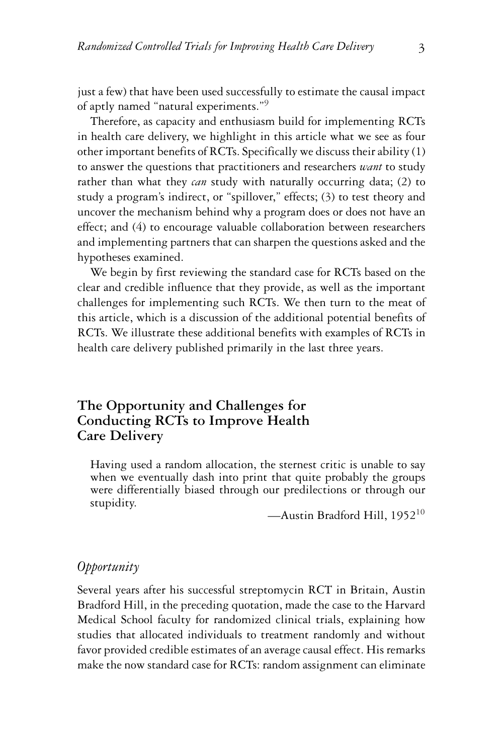just a few) that have been used successfully to estimate the causal impact of aptly named "natural experiments."[9]

Therefore, as capacity and enthusiasm build for implementing RCTs in health care delivery, we highlight in this article what we see as four other important benefits of RCTs. Specifically we discuss their ability (1) to answer the questions that practitioners and researchers *want* to study rather than what they *can* study with naturally occurring data; (2) to study a program's indirect, or "spillover," effects; (3) to test theory and uncover the mechanism behind why a program does or does not have an effect; and (4) to encourage valuable collaboration between researchers and implementing partners that can sharpen the questions asked and the hypotheses examined.

We begin by first reviewing the standard case for RCTs based on the clear and credible influence that they provide, as well as the important challenges for implementing such RCTs. We then turn to the meat of this article, which is a discussion of the additional potential benefits of RCTs. We illustrate these additional benefits with examples of RCTs in health care delivery published primarily in the last three years.

## The Opportunity and Challenges for Conducting RCTs to Improve Health Care Delivery

> Having used a random allocation, the sternest critic is unable to say when we eventually dash into print that quite probably the groups were differentially biased through our predilections or through our stupidity.
>
> —Austin Bradford Hill, 1952[10]

### *Opportunity*

Several years after his successful streptomycin RCT in Britain, Austin Bradford Hill, in the preceding quotation, made the case to the Harvard Medical School faculty for randomized clinical trials, explaining how studies that allocated individuals to treatment randomly and without favor provided credible estimates of an average causal effect. His remarks make the now standard case for RCTs: random assignment can eliminate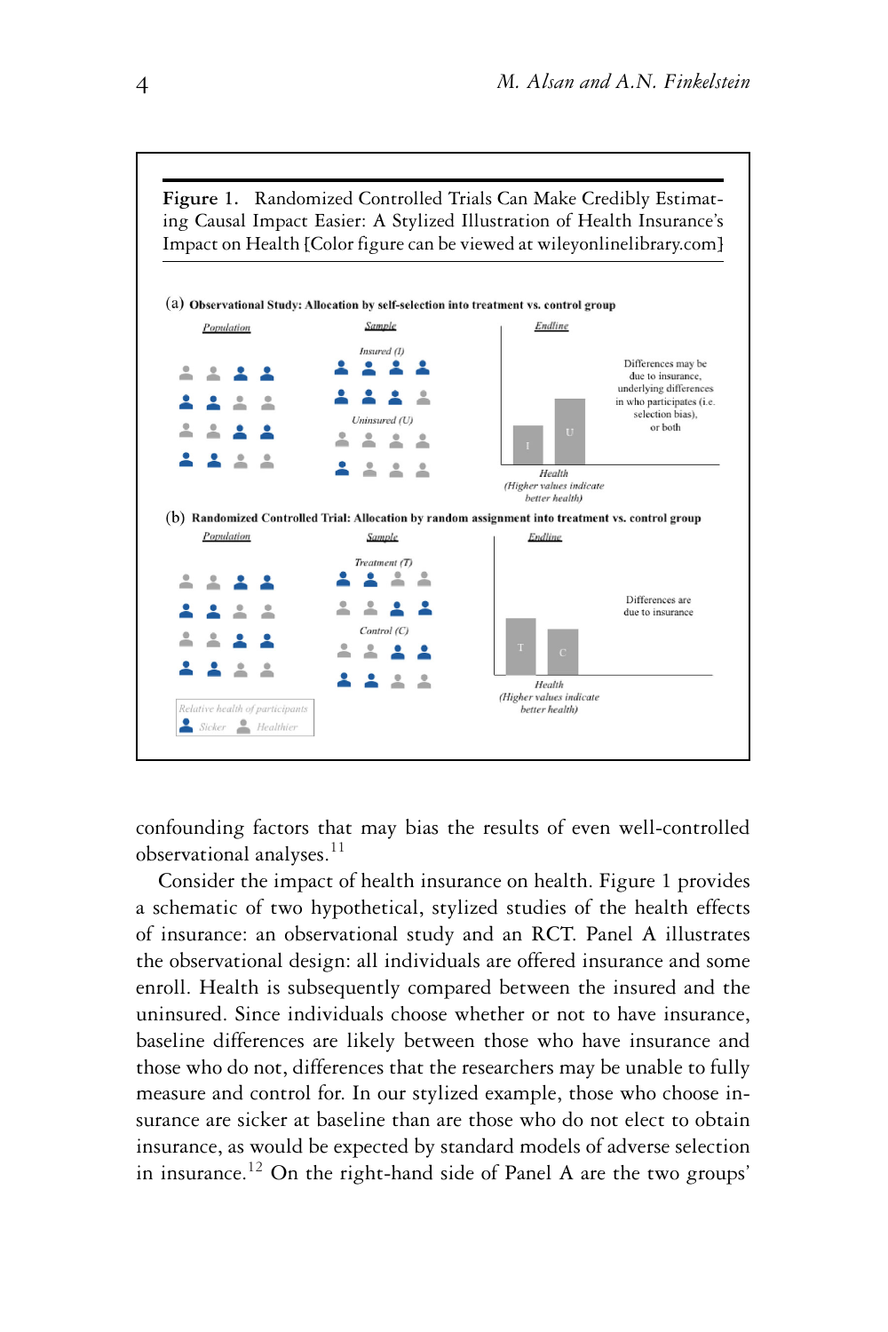**Figure 1.** Randomized Controlled Trials Can Make Credibly Estimating Causal Impact Easier: A Stylized Illustration of Health Insurance's Impact on Health [Color figure can be viewed at wileyonlinelibrary.com]

(a) **Observational Study: Allocation by self-selection into treatment vs. control group**

*Population* — *Sample*: *Insured (I)*, *Uninsured (U)* — *Endline*

Differences may be due to insurance, underlying differences in who participates (i.e. selection bias), or both

*Health (Higher values indicate better health)*

(b) **Randomized Controlled Trial: Allocation by random assignment into treatment vs. control group**

*Population* — *Sample*: *Treatment (T)*, *Control (C)* — *Endline*

Differences are due to insurance

*Health (Higher values indicate better health)*

*Relative health of participants*: *Sicker*, *Healthier*

confounding factors that may bias the results of even well-controlled observational analyses.[11]

Consider the impact of health insurance on health. Figure 1 provides a schematic of two hypothetical, stylized studies of the health effects of insurance: an observational study and an RCT. Panel A illustrates the observational design: all individuals are offered insurance and some enroll. Health is subsequently compared between the insured and the uninsured. Since individuals choose whether or not to have insurance, baseline differences are likely between those who have insurance and those who do not, differences that the researchers may be unable to fully measure and control for. In our stylized example, those who choose insurance are sicker at baseline than are those who do not elect to obtain insurance, as would be expected by standard models of adverse selection in insurance.[12] On the right-hand side of Panel A are the two groups'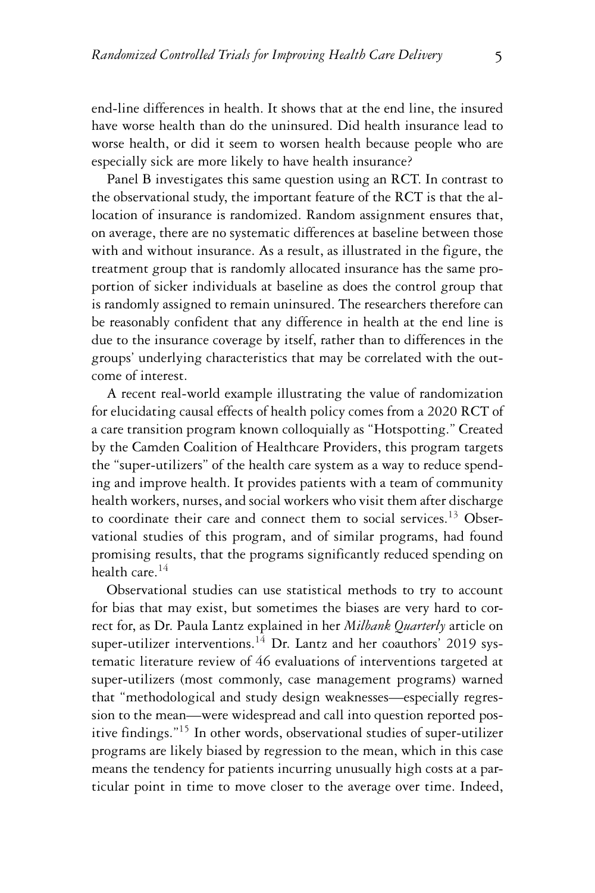end-line differences in health. It shows that at the end line, the insured have worse health than do the uninsured. Did health insurance lead to worse health, or did it seem to worsen health because people who are especially sick are more likely to have health insurance?

Panel B investigates this same question using an RCT. In contrast to the observational study, the important feature of the RCT is that the allocation of insurance is randomized. Random assignment ensures that, on average, there are no systematic differences at baseline between those with and without insurance. As a result, as illustrated in the figure, the treatment group that is randomly allocated insurance has the same proportion of sicker individuals at baseline as does the control group that is randomly assigned to remain uninsured. The researchers therefore can be reasonably confident that any difference in health at the end line is due to the insurance coverage by itself, rather than to differences in the groups' underlying characteristics that may be correlated with the outcome of interest.

A recent real-world example illustrating the value of randomization for elucidating causal effects of health policy comes from a 2020 RCT of a care transition program known colloquially as "Hotspotting." Created by the Camden Coalition of Healthcare Providers, this program targets the "super-utilizers" of the health care system as a way to reduce spending and improve health. It provides patients with a team of community health workers, nurses, and social workers who visit them after discharge to coordinate their care and connect them to social services.[13] Observational studies of this program, and of similar programs, had found promising results, that the programs significantly reduced spending on health care.[14]

Observational studies can use statistical methods to try to account for bias that may exist, but sometimes the biases are very hard to correct for, as Dr. Paula Lantz explained in her *Milbank Quarterly* article on super-utilizer interventions.[14] Dr. Lantz and her coauthors' 2019 systematic literature review of 46 evaluations of interventions targeted at super-utilizers (most commonly, case management programs) warned that "methodological and study design weaknesses—especially regression to the mean—were widespread and call into question reported positive findings."[15] In other words, observational studies of super-utilizer programs are likely biased by regression to the mean, which in this case means the tendency for patients incurring unusually high costs at a particular point in time to move closer to the average over time. Indeed,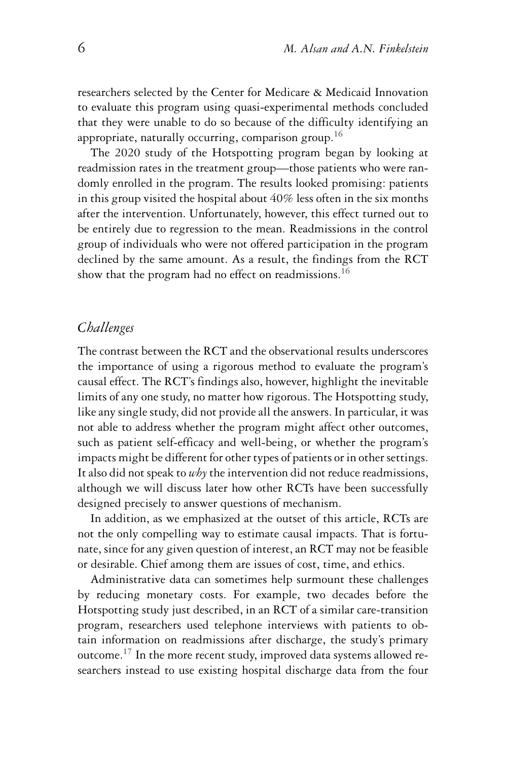researchers selected by the Center for Medicare & Medicaid Innovation to evaluate this program using quasi-experimental methods concluded that they were unable to do so because of the difficulty identifying an appropriate, naturally occurring, comparison group.[16]

The 2020 study of the Hotspotting program began by looking at readmission rates in the treatment group—those patients who were randomly enrolled in the program. The results looked promising: patients in this group visited the hospital about 40% less often in the six months after the intervention. Unfortunately, however, this effect turned out to be entirely due to regression to the mean. Readmissions in the control group of individuals who were not offered participation in the program declined by the same amount. As a result, the findings from the RCT show that the program had no effect on readmissions.[16]

## *Challenges*

The contrast between the RCT and the observational results underscores the importance of using a rigorous method to evaluate the program's causal effect. The RCT's findings also, however, highlight the inevitable limits of any one study, no matter how rigorous. The Hotspotting study, like any single study, did not provide all the answers. In particular, it was not able to address whether the program might affect other outcomes, such as patient self-efficacy and well-being, or whether the program's impacts might be different for other types of patients or in other settings. It also did not speak to *why* the intervention did not reduce readmissions, although we will discuss later how other RCTs have been successfully designed precisely to answer questions of mechanism.

In addition, as we emphasized at the outset of this article, RCTs are not the only compelling way to estimate causal impacts. That is fortunate, since for any given question of interest, an RCT may not be feasible or desirable. Chief among them are issues of cost, time, and ethics.

Administrative data can sometimes help surmount these challenges by reducing monetary costs. For example, two decades before the Hotspotting study just described, in an RCT of a similar care-transition program, researchers used telephone interviews with patients to obtain information on readmissions after discharge, the study's primary outcome.[17] In the more recent study, improved data systems allowed researchers instead to use existing hospital discharge data from the four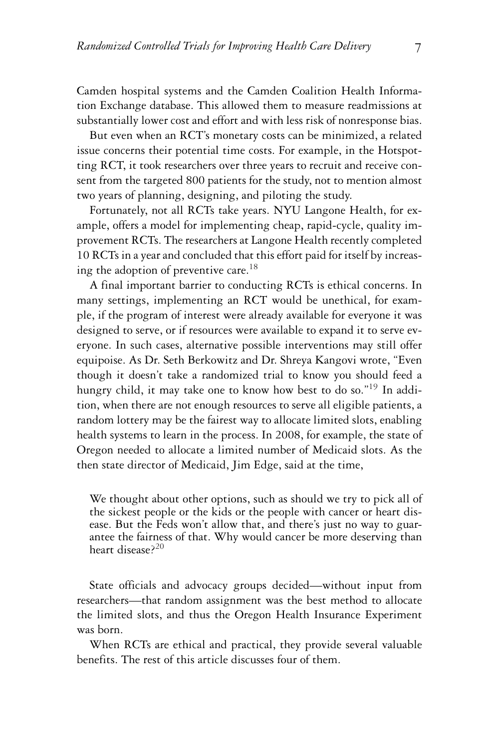Camden hospital systems and the Camden Coalition Health Information Exchange database. This allowed them to measure readmissions at substantially lower cost and effort and with less risk of nonresponse bias.

But even when an RCT's monetary costs can be minimized, a related issue concerns their potential time costs. For example, in the Hotspotting RCT, it took researchers over three years to recruit and receive consent from the targeted 800 patients for the study, not to mention almost two years of planning, designing, and piloting the study.

Fortunately, not all RCTs take years. NYU Langone Health, for example, offers a model for implementing cheap, rapid-cycle, quality improvement RCTs. The researchers at Langone Health recently completed 10 RCTs in a year and concluded that this effort paid for itself by increasing the adoption of preventive care.[18]

A final important barrier to conducting RCTs is ethical concerns. In many settings, implementing an RCT would be unethical, for example, if the program of interest were already available for everyone it was designed to serve, or if resources were available to expand it to serve everyone. In such cases, alternative possible interventions may still offer equipoise. As Dr. Seth Berkowitz and Dr. Shreya Kangovi wrote, "Even though it doesn't take a randomized trial to know you should feed a hungry child, it may take one to know how best to do so."[19] In addition, when there are not enough resources to serve all eligible patients, a random lottery may be the fairest way to allocate limited slots, enabling health systems to learn in the process. In 2008, for example, the state of Oregon needed to allocate a limited number of Medicaid slots. As the then state director of Medicaid, Jim Edge, said at the time,

> We thought about other options, such as should we try to pick all of the sickest people or the kids or the people with cancer or heart disease. But the Feds won't allow that, and there's just no way to guarantee the fairness of that. Why would cancer be more deserving than heart disease?[20]

State officials and advocacy groups decided—without input from researchers—that random assignment was the best method to allocate the limited slots, and thus the Oregon Health Insurance Experiment was born.

When RCTs are ethical and practical, they provide several valuable benefits. The rest of this article discusses four of them.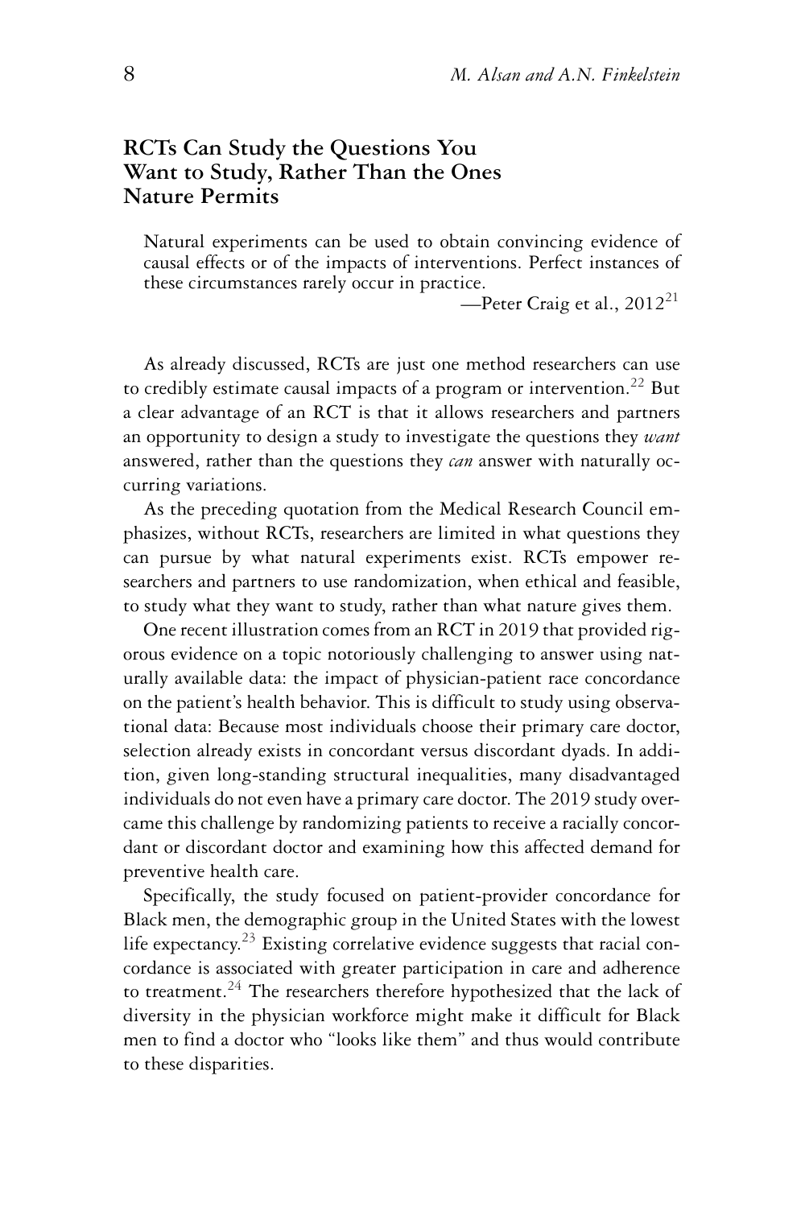## RCTs Can Study the Questions You Want to Study, Rather Than the Ones Nature Permits

> Natural experiments can be used to obtain convincing evidence of causal effects or of the impacts of interventions. Perfect instances of these circumstances rarely occur in practice.
>
> —Peter Craig et al., 2012[21]

As already discussed, RCTs are just one method researchers can use to credibly estimate causal impacts of a program or intervention.[22] But a clear advantage of an RCT is that it allows researchers and partners an opportunity to design a study to investigate the questions they *want* answered, rather than the questions they *can* answer with naturally occurring variations.

As the preceding quotation from the Medical Research Council emphasizes, without RCTs, researchers are limited in what questions they can pursue by what natural experiments exist. RCTs empower researchers and partners to use randomization, when ethical and feasible, to study what they want to study, rather than what nature gives them.

One recent illustration comes from an RCT in 2019 that provided rigorous evidence on a topic notoriously challenging to answer using naturally available data: the impact of physician-patient race concordance on the patient's health behavior. This is difficult to study using observational data: Because most individuals choose their primary care doctor, selection already exists in concordant versus discordant dyads. In addition, given long-standing structural inequalities, many disadvantaged individuals do not even have a primary care doctor. The 2019 study overcame this challenge by randomizing patients to receive a racially concordant or discordant doctor and examining how this affected demand for preventive health care.

Specifically, the study focused on patient-provider concordance for Black men, the demographic group in the United States with the lowest life expectancy.[23] Existing correlative evidence suggests that racial concordance is associated with greater participation in care and adherence to treatment.[24] The researchers therefore hypothesized that the lack of diversity in the physician workforce might make it difficult for Black men to find a doctor who "looks like them" and thus would contribute to these disparities.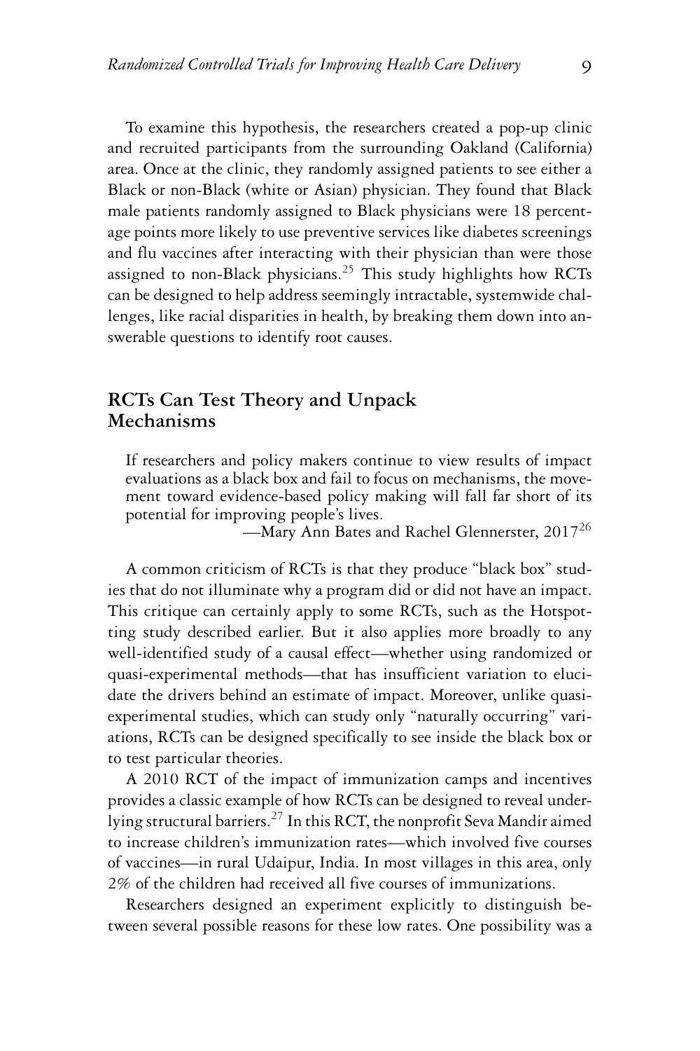To examine this hypothesis, the researchers created a pop-up clinic and recruited participants from the surrounding Oakland (California) area. Once at the clinic, they randomly assigned patients to see either a Black or non-Black (white or Asian) physician. They found that Black male patients randomly assigned to Black physicians were 18 percentage points more likely to use preventive services like diabetes screenings and flu vaccines after interacting with their physician than were those assigned to non-Black physicians.[25] This study highlights how RCTs can be designed to help address seemingly intractable, systemwide challenges, like racial disparities in health, by breaking them down into answerable questions to identify root causes.

## RCTs Can Test Theory and Unpack Mechanisms

> If researchers and policy makers continue to view results of impact evaluations as a black box and fail to focus on mechanisms, the movement toward evidence-based policy making will fall far short of its potential for improving people's lives.
>
> —Mary Ann Bates and Rachel Glennerster, 2017[26]

A common criticism of RCTs is that they produce "black box" studies that do not illuminate why a program did or did not have an impact. This critique can certainly apply to some RCTs, such as the Hotspotting study described earlier. But it also applies more broadly to any well-identified study of a causal effect—whether using randomized or quasi-experimental methods—that has insufficient variation to elucidate the drivers behind an estimate of impact. Moreover, unlike quasi-experimental studies, which can study only "naturally occurring" variations, RCTs can be designed specifically to see inside the black box or to test particular theories.

A 2010 RCT of the impact of immunization camps and incentives provides a classic example of how RCTs can be designed to reveal underlying structural barriers.[27] In this RCT, the nonprofit Seva Mandir aimed to increase children's immunization rates—which involved five courses of vaccines—in rural Udaipur, India. In most villages in this area, only 2% of the children had received all five courses of immunizations.

Researchers designed an experiment explicitly to distinguish between several possible reasons for these low rates. One possibility was a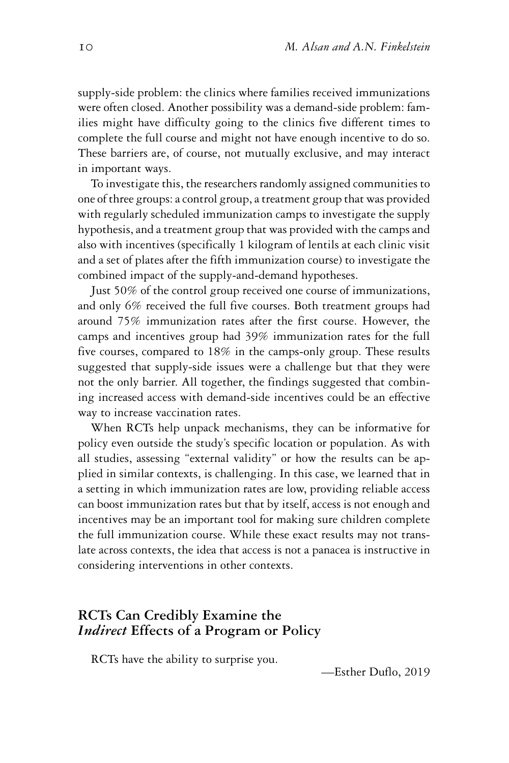supply-side problem: the clinics where families received immunizations were often closed. Another possibility was a demand-side problem: families might have difficulty going to the clinics five different times to complete the full course and might not have enough incentive to do so. These barriers are, of course, not mutually exclusive, and may interact in important ways.

To investigate this, the researchers randomly assigned communities to one of three groups: a control group, a treatment group that was provided with regularly scheduled immunization camps to investigate the supply hypothesis, and a treatment group that was provided with the camps and also with incentives (specifically 1 kilogram of lentils at each clinic visit and a set of plates after the fifth immunization course) to investigate the combined impact of the supply-and-demand hypotheses.

Just 50% of the control group received one course of immunizations, and only 6% received the full five courses. Both treatment groups had around 75% immunization rates after the first course. However, the camps and incentives group had 39% immunization rates for the full five courses, compared to 18% in the camps-only group. These results suggested that supply-side issues were a challenge but that they were not the only barrier. All together, the findings suggested that combining increased access with demand-side incentives could be an effective way to increase vaccination rates.

When RCTs help unpack mechanisms, they can be informative for policy even outside the study's specific location or population. As with all studies, assessing "external validity" or how the results can be applied in similar contexts, is challenging. In this case, we learned that in a setting in which immunization rates are low, providing reliable access can boost immunization rates but that by itself, access is not enough and incentives may be an important tool for making sure children complete the full immunization course. While these exact results may not translate across contexts, the idea that access is not a panacea is instructive in considering interventions in other contexts.

## RCTs Can Credibly Examine the *Indirect* Effects of a Program or Policy

> RCTs have the ability to surprise you.
>
> —Esther Duflo, 2019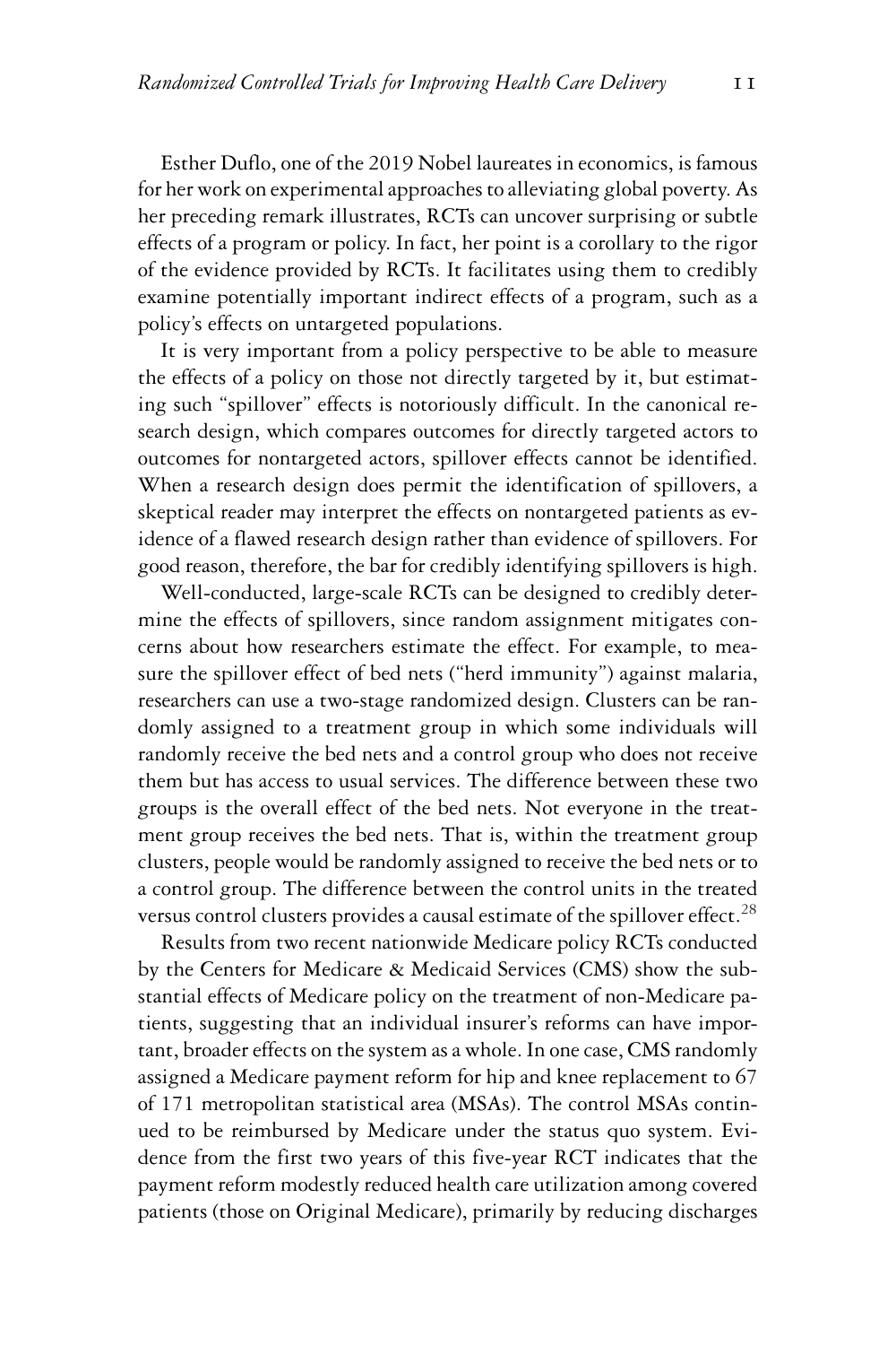Esther Duflo, one of the 2019 Nobel laureates in economics, is famous for her work on experimental approaches to alleviating global poverty. As her preceding remark illustrates, RCTs can uncover surprising or subtle effects of a program or policy. In fact, her point is a corollary to the rigor of the evidence provided by RCTs. It facilitates using them to credibly examine potentially important indirect effects of a program, such as a policy's effects on untargeted populations.

It is very important from a policy perspective to be able to measure the effects of a policy on those not directly targeted by it, but estimating such "spillover" effects is notoriously difficult. In the canonical research design, which compares outcomes for directly targeted actors to outcomes for nontargeted actors, spillover effects cannot be identified. When a research design does permit the identification of spillovers, a skeptical reader may interpret the effects on nontargeted patients as evidence of a flawed research design rather than evidence of spillovers. For good reason, therefore, the bar for credibly identifying spillovers is high.

Well-conducted, large-scale RCTs can be designed to credibly determine the effects of spillovers, since random assignment mitigates concerns about how researchers estimate the effect. For example, to measure the spillover effect of bed nets ("herd immunity") against malaria, researchers can use a two-stage randomized design. Clusters can be randomly assigned to a treatment group in which some individuals will randomly receive the bed nets and a control group who does not receive them but has access to usual services. The difference between these two groups is the overall effect of the bed nets. Not everyone in the treatment group receives the bed nets. That is, within the treatment group clusters, people would be randomly assigned to receive the bed nets or to a control group. The difference between the control units in the treated versus control clusters provides a causal estimate of the spillover effect.[28]

Results from two recent nationwide Medicare policy RCTs conducted by the Centers for Medicare & Medicaid Services (CMS) show the substantial effects of Medicare policy on the treatment of non-Medicare patients, suggesting that an individual insurer's reforms can have important, broader effects on the system as a whole. In one case, CMS randomly assigned a Medicare payment reform for hip and knee replacement to 67 of 171 metropolitan statistical area (MSAs). The control MSAs continued to be reimbursed by Medicare under the status quo system. Evidence from the first two years of this five-year RCT indicates that the payment reform modestly reduced health care utilization among covered patients (those on Original Medicare), primarily by reducing discharges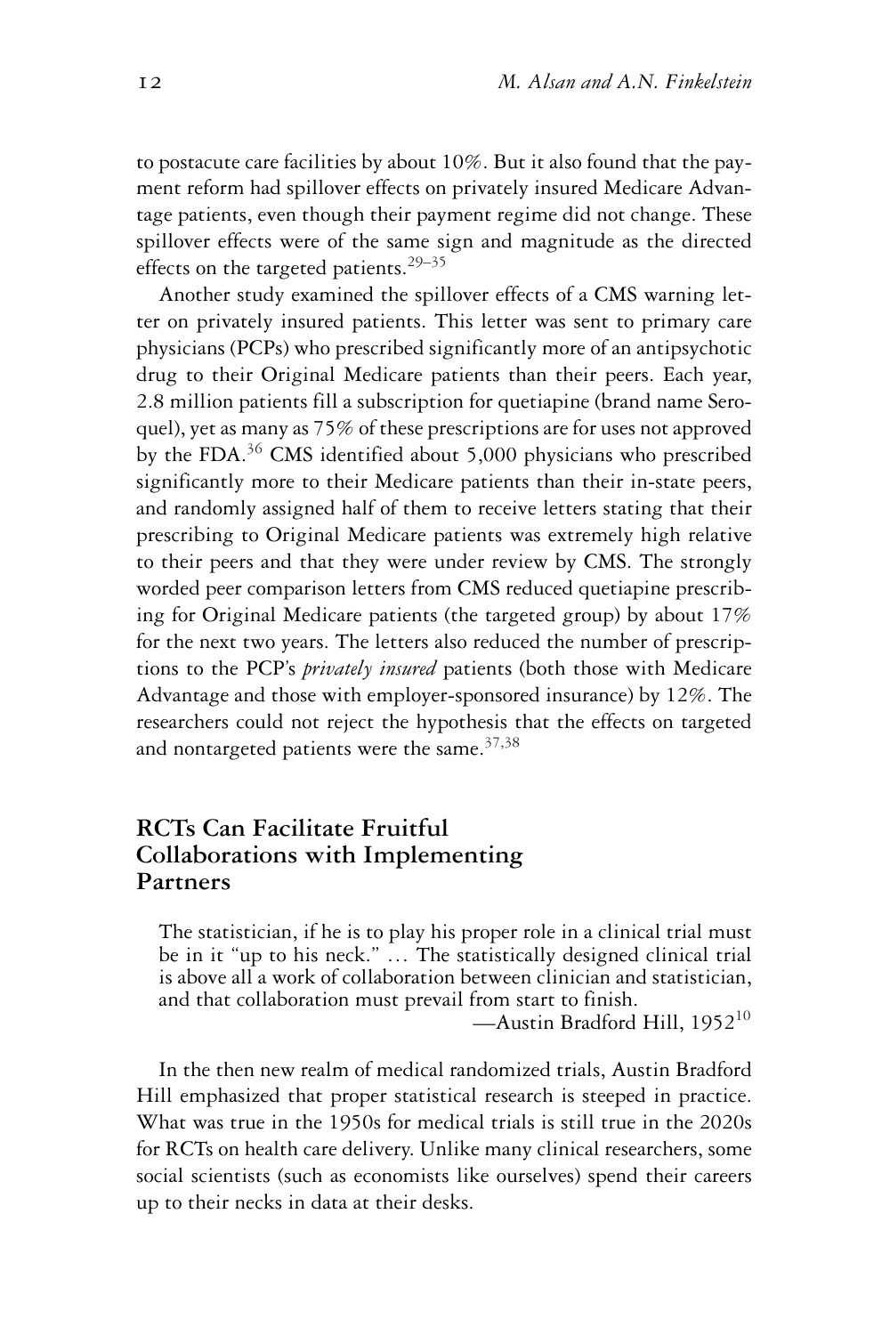to postacute care facilities by about 10%. But it also found that the payment reform had spillover effects on privately insured Medicare Advantage patients, even though their payment regime did not change. These spillover effects were of the same sign and magnitude as the directed effects on the targeted patients.[29–35]

Another study examined the spillover effects of a CMS warning letter on privately insured patients. This letter was sent to primary care physicians (PCPs) who prescribed significantly more of an antipsychotic drug to their Original Medicare patients than their peers. Each year, 2.8 million patients fill a subscription for quetiapine (brand name Seroquel), yet as many as 75% of these prescriptions are for uses not approved by the FDA.[36] CMS identified about 5,000 physicians who prescribed significantly more to their Medicare patients than their in-state peers, and randomly assigned half of them to receive letters stating that their prescribing to Original Medicare patients was extremely high relative to their peers and that they were under review by CMS. The strongly worded peer comparison letters from CMS reduced quetiapine prescribing for Original Medicare patients (the targeted group) by about 17% for the next two years. The letters also reduced the number of prescriptions to the PCP's *privately insured* patients (both those with Medicare Advantage and those with employer-sponsored insurance) by 12%. The researchers could not reject the hypothesis that the effects on targeted and nontargeted patients were the same.[37,38]

## RCTs Can Facilitate Fruitful Collaborations with Implementing Partners

> The statistician, if he is to play his proper role in a clinical trial must be in it "up to his neck." … The statistically designed clinical trial is above all a work of collaboration between clinician and statistician, and that collaboration must prevail from start to finish.
>
> —Austin Bradford Hill, 1952[10]

In the then new realm of medical randomized trials, Austin Bradford Hill emphasized that proper statistical research is steeped in practice. What was true in the 1950s for medical trials is still true in the 2020s for RCTs on health care delivery. Unlike many clinical researchers, some social scientists (such as economists like ourselves) spend their careers up to their necks in data at their desks.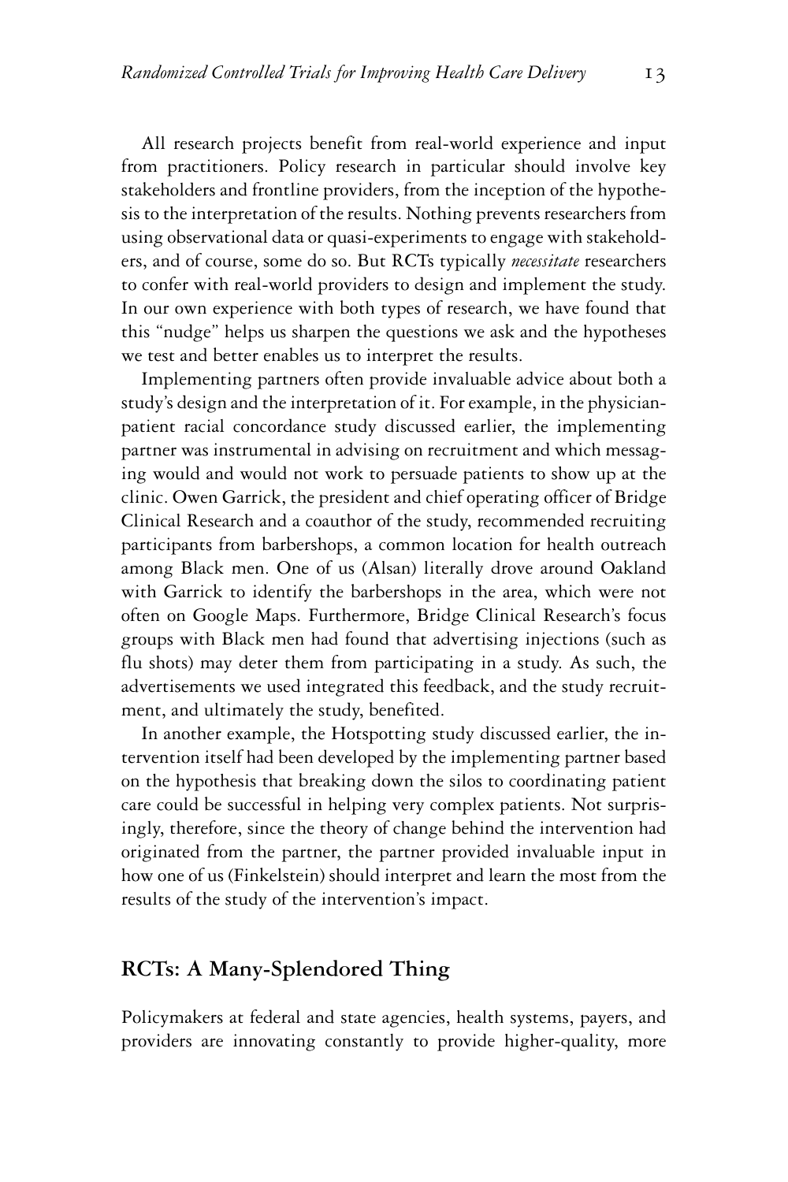All research projects benefit from real-world experience and input from practitioners. Policy research in particular should involve key stakeholders and frontline providers, from the inception of the hypothesis to the interpretation of the results. Nothing prevents researchers from using observational data or quasi-experiments to engage with stakeholders, and of course, some do so. But RCTs typically *necessitate* researchers to confer with real-world providers to design and implement the study. In our own experience with both types of research, we have found that this "nudge" helps us sharpen the questions we ask and the hypotheses we test and better enables us to interpret the results.

Implementing partners often provide invaluable advice about both a study's design and the interpretation of it. For example, in the physician-patient racial concordance study discussed earlier, the implementing partner was instrumental in advising on recruitment and which messaging would and would not work to persuade patients to show up at the clinic. Owen Garrick, the president and chief operating officer of Bridge Clinical Research and a coauthor of the study, recommended recruiting participants from barbershops, a common location for health outreach among Black men. One of us (Alsan) literally drove around Oakland with Garrick to identify the barbershops in the area, which were not often on Google Maps. Furthermore, Bridge Clinical Research's focus groups with Black men had found that advertising injections (such as flu shots) may deter them from participating in a study. As such, the advertisements we used integrated this feedback, and the study recruitment, and ultimately the study, benefited.

In another example, the Hotspotting study discussed earlier, the intervention itself had been developed by the implementing partner based on the hypothesis that breaking down the silos to coordinating patient care could be successful in helping very complex patients. Not surprisingly, therefore, since the theory of change behind the intervention had originated from the partner, the partner provided invaluable input in how one of us (Finkelstein) should interpret and learn the most from the results of the study of the intervention's impact.

## RCTs: A Many-Splendored Thing

Policymakers at federal and state agencies, health systems, payers, and providers are innovating constantly to provide higher-quality, more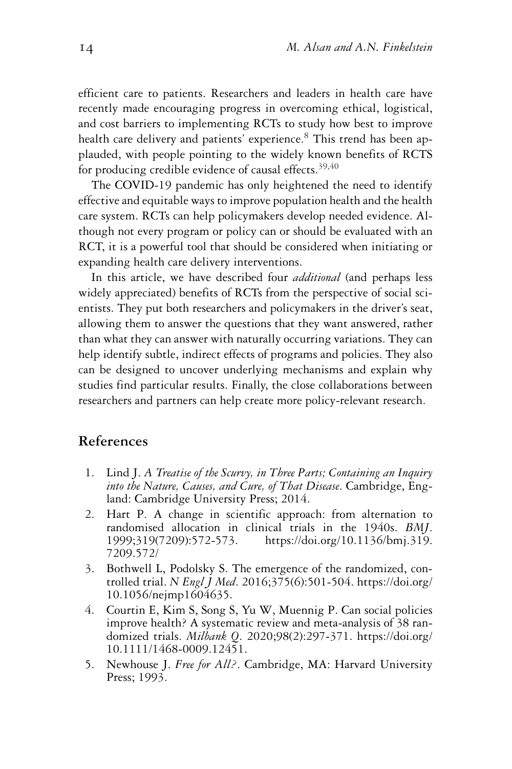efficient care to patients. Researchers and leaders in health care have recently made encouraging progress in overcoming ethical, logistical, and cost barriers to implementing RCTs to study how best to improve health care delivery and patients' experience.[8] This trend has been applauded, with people pointing to the widely known benefits of RCTS for producing credible evidence of causal effects.[39,40]

The COVID-19 pandemic has only heightened the need to identify effective and equitable ways to improve population health and the health care system. RCTs can help policymakers develop needed evidence. Although not every program or policy can or should be evaluated with an RCT, it is a powerful tool that should be considered when initiating or expanding health care delivery interventions.

In this article, we have described four *additional* (and perhaps less widely appreciated) benefits of RCTs from the perspective of social scientists. They put both researchers and policymakers in the driver's seat, allowing them to answer the questions that they want answered, rather than what they can answer with naturally occurring variations. They can help identify subtle, indirect effects of programs and policies. They also can be designed to uncover underlying mechanisms and explain why studies find particular results. Finally, the close collaborations between researchers and partners can help create more policy-relevant research.

## References

1. Lind J. *A Treatise of the Scurvy, in Three Parts; Containing an Inquiry into the Nature, Causes, and Cure, of That Disease*. Cambridge, England: Cambridge University Press; 2014.
2. Hart P. A change in scientific approach: from alternation to randomised allocation in clinical trials in the 1940s. *BMJ*. 1999;319(7209):572-573. https://doi.org/10.1136/bmj.319.7209.572/
3. Bothwell L, Podolsky S. The emergence of the randomized, controlled trial. *N Engl J Med*. 2016;375(6):501-504. https://doi.org/10.1056/nejmp1604635.
4. Courtin E, Kim S, Song S, Yu W, Muennig P. Can social policies improve health? A systematic review and meta-analysis of 38 randomized trials. *Milbank Q*. 2020;98(2):297-371. https://doi.org/10.1111/1468-0009.12451.
5. Newhouse J. *Free for All?*. Cambridge, MA: Harvard University Press; 1993.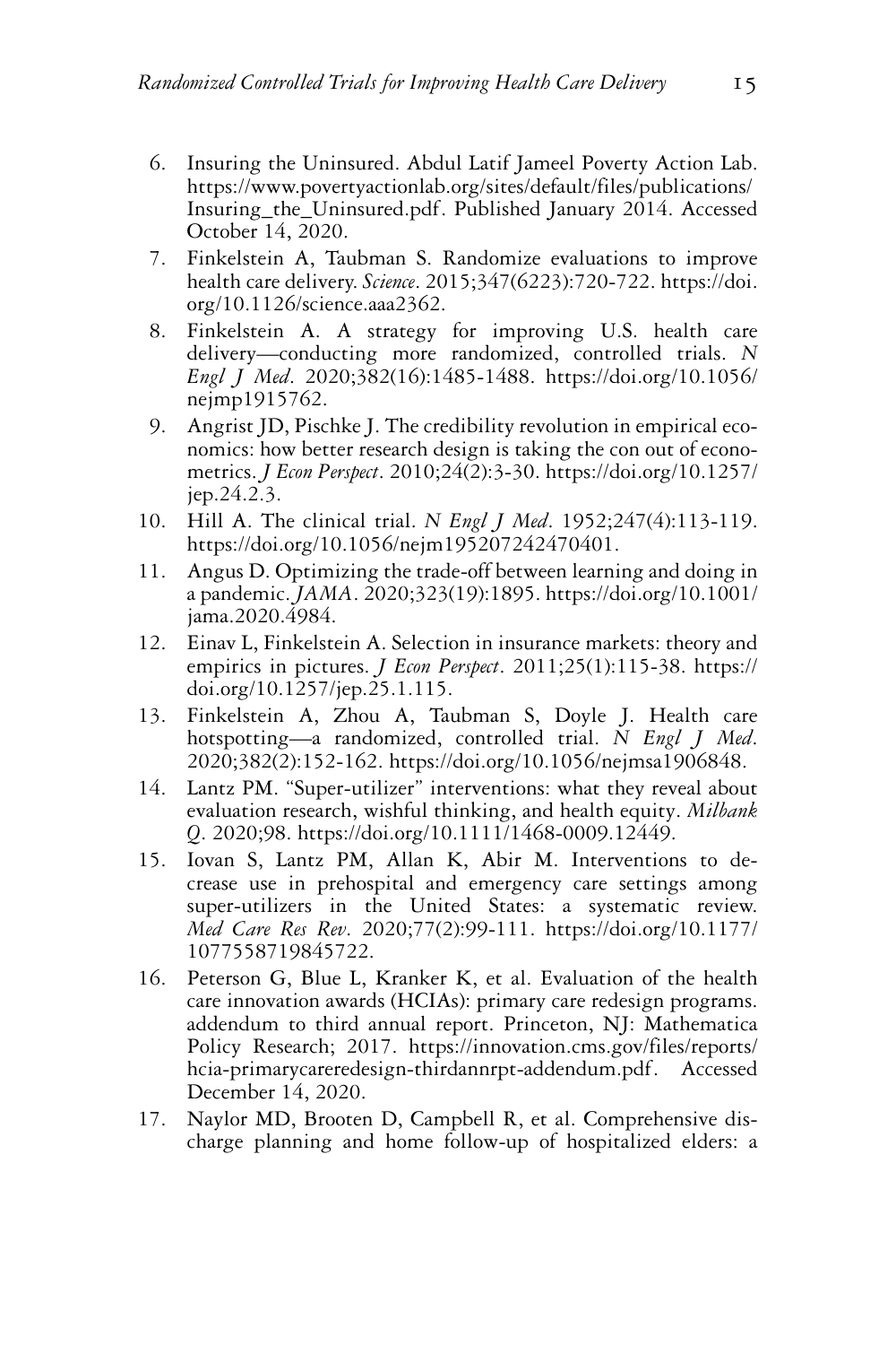6. Insuring the Uninsured. Abdul Latif Jameel Poverty Action Lab. https://www.povertyactionlab.org/sites/default/files/publications/Insuring_the_Uninsured.pdf. Published January 2014. Accessed October 14, 2020.
7. Finkelstein A, Taubman S. Randomize evaluations to improve health care delivery. *Science*. 2015;347(6223):720-722. https://doi.org/10.1126/science.aaa2362.
8. Finkelstein A. A strategy for improving U.S. health care delivery—conducting more randomized, controlled trials. *N Engl J Med*. 2020;382(16):1485-1488. https://doi.org/10.1056/nejmp1915762.
9. Angrist JD, Pischke J. The credibility revolution in empirical economics: how better research design is taking the con out of econometrics. *J Econ Perspect*. 2010;24(2):3-30. https://doi.org/10.1257/jep.24.2.3.
10. Hill A. The clinical trial. *N Engl J Med*. 1952;247(4):113-119. https://doi.org/10.1056/nejm195207242470401.
11. Angus D. Optimizing the trade-off between learning and doing in a pandemic. *JAMA*. 2020;323(19):1895. https://doi.org/10.1001/jama.2020.4984.
12. Einav L, Finkelstein A. Selection in insurance markets: theory and empirics in pictures. *J Econ Perspect*. 2011;25(1):115-38. https://doi.org/10.1257/jep.25.1.115.
13. Finkelstein A, Zhou A, Taubman S, Doyle J. Health care hotspotting—a randomized, controlled trial. *N Engl J Med*. 2020;382(2):152-162. https://doi.org/10.1056/nejmsa1906848.
14. Lantz PM. "Super-utilizer" interventions: what they reveal about evaluation research, wishful thinking, and health equity. *Milbank Q*. 2020;98. https://doi.org/10.1111/1468-0009.12449.
15. Iovan S, Lantz PM, Allan K, Abir M. Interventions to decrease use in prehospital and emergency care settings among super-utilizers in the United States: a systematic review. *Med Care Res Rev*. 2020;77(2):99-111. https://doi.org/10.1177/1077558719845722.
16. Peterson G, Blue L, Kranker K, et al. Evaluation of the health care innovation awards (HCIAs): primary care redesign programs. addendum to third annual report. Princeton, NJ: Mathematica Policy Research; 2017. https://innovation.cms.gov/files/reports/hcia-primarycareredesign-thirdannrpt-addendum.pdf. Accessed December 14, 2020.
17. Naylor MD, Brooten D, Campbell R, et al. Comprehensive discharge planning and home follow-up of hospitalized elders: a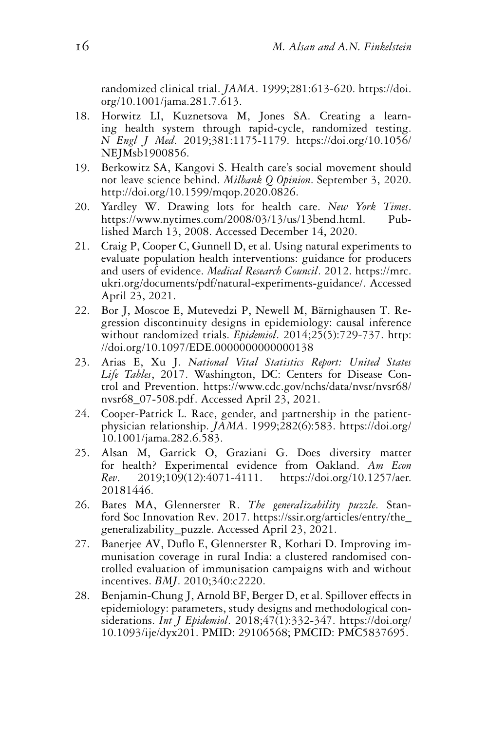randomized clinical trial. *JAMA*. 1999;281:613-620. https://doi.org/10.1001/jama.281.7.613.

18. Horwitz LI, Kuznetsova M, Jones SA. Creating a learning health system through rapid-cycle, randomized testing. *N Engl J Med*. 2019;381:1175-1179. https://doi.org/10.1056/NEJMsb1900856.
19. Berkowitz SA, Kangovi S. Health care's social movement should not leave science behind. *Milbank Q Opinion*. September 3, 2020. http://doi.org/10.1599/mqop.2020.0826.
20. Yardley W. Drawing lots for health care. *New York Times*. https://www.nytimes.com/2008/03/13/us/13bend.html. Published March 13, 2008. Accessed December 14, 2020.
21. Craig P, Cooper C, Gunnell D, et al. Using natural experiments to evaluate population health interventions: guidance for producers and users of evidence. *Medical Research Council*. 2012. https://mrc.ukri.org/documents/pdf/natural-experiments-guidance/. Accessed April 23, 2021.
22. Bor J, Moscoe E, Mutevedzi P, Newell M, Bärnighausen T. Regression discontinuity designs in epidemiology: causal inference without randomized trials. *Epidemiol*. 2014;25(5):729-737. http://doi.org/10.1097/EDE.0000000000000138
23. Arias E, Xu J. *National Vital Statistics Report: United States Life Tables*, 2017. Washington, DC: Centers for Disease Control and Prevention. https://www.cdc.gov/nchs/data/nvsr/nvsr68/nvsr68_07-508.pdf. Accessed April 23, 2021.
24. Cooper-Patrick L. Race, gender, and partnership in the patient-physician relationship. *JAMA*. 1999;282(6):583. https://doi.org/10.1001/jama.282.6.583.
25. Alsan M, Garrick O, Graziani G. Does diversity matter for health? Experimental evidence from Oakland. *Am Econ Rev*. 2019;109(12):4071-4111. https://doi.org/10.1257/aer.20181446.
26. Bates MA, Glennerster R. *The generalizability puzzle*. Stanford Soc Innovation Rev. 2017. https://ssir.org/articles/entry/the_generalizability_puzzle. Accessed April 23, 2021.
27. Banerjee AV, Duflo E, Glennerster R, Kothari D. Improving immunisation coverage in rural India: a clustered randomised controlled evaluation of immunisation campaigns with and without incentives. *BMJ*. 2010;340:c2220.
28. Benjamin-Chung J, Arnold BF, Berger D, et al. Spillover effects in epidemiology: parameters, study designs and methodological considerations. *Int J Epidemiol*. 2018;47(1):332-347. https://doi.org/10.1093/ije/dyx201. PMID: 29106568; PMCID: PMC5837695.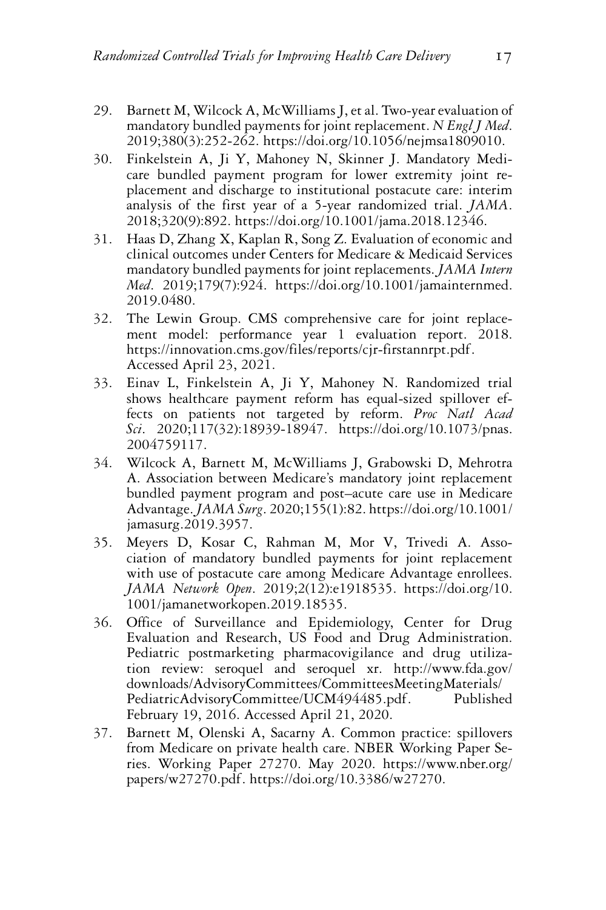29. Barnett M, Wilcock A, McWilliams J, et al. Two-year evaluation of mandatory bundled payments for joint replacement. *N Engl J Med*. 2019;380(3):252-262. https://doi.org/10.1056/nejmsa1809010.
30. Finkelstein A, Ji Y, Mahoney N, Skinner J. Mandatory Medicare bundled payment program for lower extremity joint replacement and discharge to institutional postacute care: interim analysis of the first year of a 5-year randomized trial. *JAMA*. 2018;320(9):892. https://doi.org/10.1001/jama.2018.12346.
31. Haas D, Zhang X, Kaplan R, Song Z. Evaluation of economic and clinical outcomes under Centers for Medicare & Medicaid Services mandatory bundled payments for joint replacements. *JAMA Intern Med*. 2019;179(7):924. https://doi.org/10.1001/jamainternmed.2019.0480.
32. The Lewin Group. CMS comprehensive care for joint replacement model: performance year 1 evaluation report. 2018. https://innovation.cms.gov/files/reports/cjr-firstannrpt.pdf. Accessed April 23, 2021.
33. Einav L, Finkelstein A, Ji Y, Mahoney N. Randomized trial shows healthcare payment reform has equal-sized spillover effects on patients not targeted by reform. *Proc Natl Acad Sci*. 2020;117(32):18939-18947. https://doi.org/10.1073/pnas.2004759117.
34. Wilcock A, Barnett M, McWilliams J, Grabowski D, Mehrotra A. Association between Medicare's mandatory joint replacement bundled payment program and post–acute care use in Medicare Advantage. *JAMA Surg*. 2020;155(1):82. https://doi.org/10.1001/jamasurg.2019.3957.
35. Meyers D, Kosar C, Rahman M, Mor V, Trivedi A. Association of mandatory bundled payments for joint replacement with use of postacute care among Medicare Advantage enrollees. *JAMA Network Open*. 2019;2(12):e1918535. https://doi.org/10.1001/jamanetworkopen.2019.18535.
36. Office of Surveillance and Epidemiology, Center for Drug Evaluation and Research, US Food and Drug Administration. Pediatric postmarketing pharmacovigilance and drug utilization review: seroquel and seroquel xr. http://www.fda.gov/downloads/AdvisoryCommittees/CommitteesMeetingMaterials/PediatricAdvisoryCommittee/UCM494485.pdf. Published February 19, 2016. Accessed April 21, 2020.
37. Barnett M, Olenski A, Sacarny A. Common practice: spillovers from Medicare on private health care. NBER Working Paper Series. Working Paper 27270. May 2020. https://www.nber.org/papers/w27270.pdf. https://doi.org/10.3386/w27270.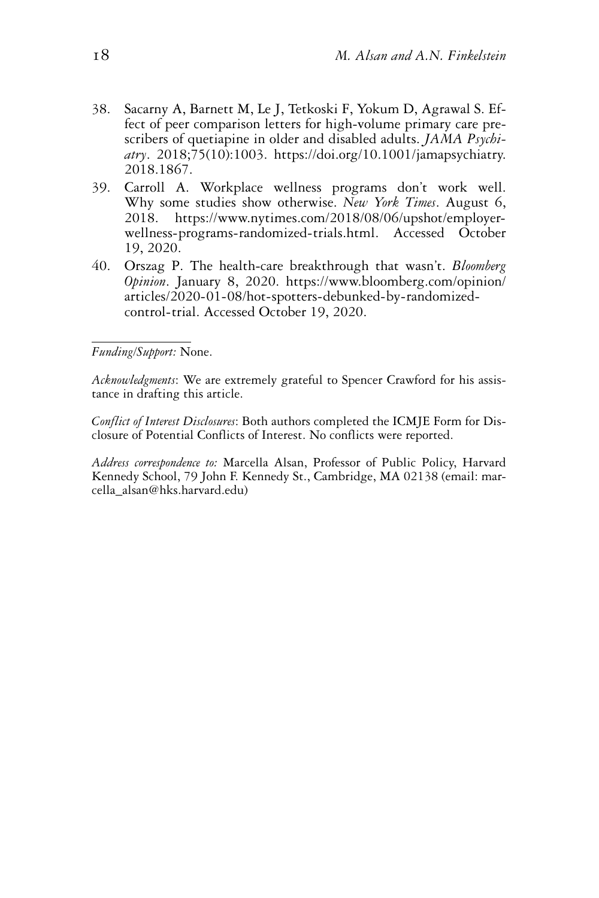38. Sacarny A, Barnett M, Le J, Tetkoski F, Yokum D, Agrawal S. Effect of peer comparison letters for high-volume primary care prescribers of quetiapine in older and disabled adults. *JAMA Psychiatry*. 2018;75(10):1003. https://doi.org/10.1001/jamapsychiatry.2018.1867.
39. Carroll A. Workplace wellness programs don't work well. Why some studies show otherwise. *New York Times*. August 6, 2018. https://www.nytimes.com/2018/08/06/upshot/employer-wellness-programs-randomized-trials.html. Accessed October 19, 2020.
40. Orszag P. The health-care breakthrough that wasn't. *Bloomberg Opinion*. January 8, 2020. https://www.bloomberg.com/opinion/articles/2020-01-08/hot-spotters-debunked-by-randomized-control-trial. Accessed October 19, 2020.

---

*Funding/Support:* None.

*Acknowledgments*: We are extremely grateful to Spencer Crawford for his assistance in drafting this article.

*Conflict of Interest Disclosures*: Both authors completed the ICMJE Form for Disclosure of Potential Conflicts of Interest. No conflicts were reported.

*Address correspondence to:* Marcella Alsan, Professor of Public Policy, Harvard Kennedy School, 79 John F. Kennedy St., Cambridge, MA 02138 (email: marcella_alsan@hks.harvard.edu)